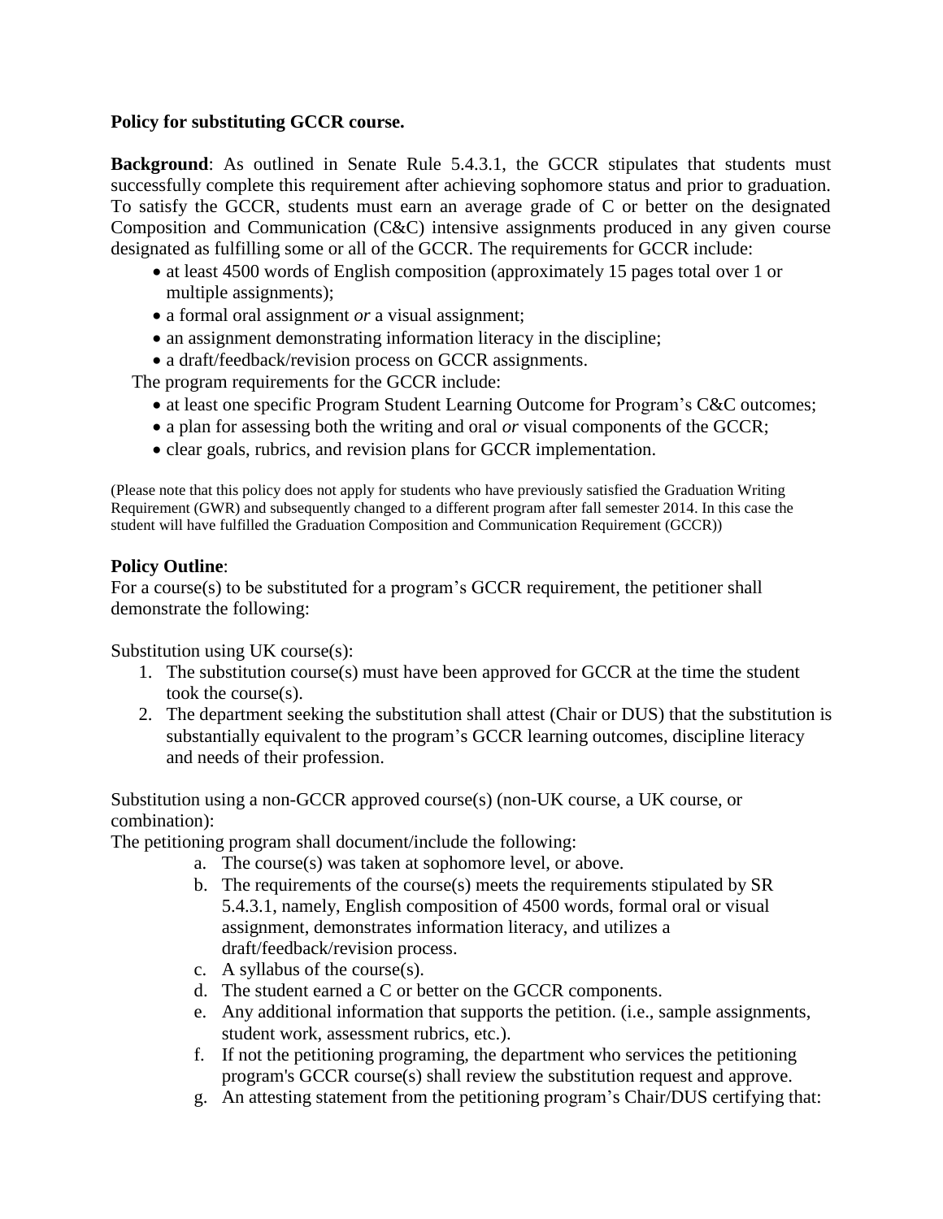**Policy for substituting GCCR course.**

**Background**: As outlined in Senate Rule 5.4.3.1, the GCCR stipulates that students must successfully complete this requirement after achieving sophomore status and prior to graduation. To satisfy the GCCR, students must earn an average grade of C or better on the designated Composition and Communication (C&C) intensive assignments produced in any given course designated as fulfilling some or all of the GCCR. The requirements for GCCR include:

- at least 4500 words of English composition (approximately 15 pages total over 1 or multiple assignments);
- a formal oral assignment *or* a visual assignment;
- an assignment demonstrating information literacy in the discipline;
- a draft/feedback/revision process on GCCR assignments.

The program requirements for the GCCR include:

- at least one specific Program Student Learning Outcome for Program's C&C outcomes;
- a plan for assessing both the writing and oral *or* visual components of the GCCR;
- clear goals, rubrics, and revision plans for GCCR implementation.

(Please note that this policy does not apply for students who have previously satisfied the Graduation Writing Requirement (GWR) and subsequently changed to a different program after fall semester 2014. In this case the student will have fulfilled the Graduation Composition and Communication Requirement (GCCR))

**Policy Outline**:

For a course(s) to be substituted for a program's GCCR requirement, the petitioner shall demonstrate the following:

Substitution using UK course(s):

1. The substitution course(s) must have been approved for GCCR at the time the student took the course(s).
2. The department seeking the substitution shall attest (Chair or DUS) that the substitution is substantially equivalent to the program's GCCR learning outcomes, discipline literacy and needs of their profession.

Substitution using a non-GCCR approved course(s) (non-UK course, a UK course, or combination):

The petitioning program shall document/include the following:

a. The course(s) was taken at sophomore level, or above.
b. The requirements of the course(s) meets the requirements stipulated by SR 5.4.3.1, namely, English composition of 4500 words, formal oral or visual assignment, demonstrates information literacy, and utilizes a draft/feedback/revision process.
c. A syllabus of the course(s).
d. The student earned a C or better on the GCCR components.
e. Any additional information that supports the petition. (i.e., sample assignments, student work, assessment rubrics, etc.).
f. If not the petitioning programing, the department who services the petitioning program's GCCR course(s) shall review the substitution request and approve.
g. An attesting statement from the petitioning program's Chair/DUS certifying that: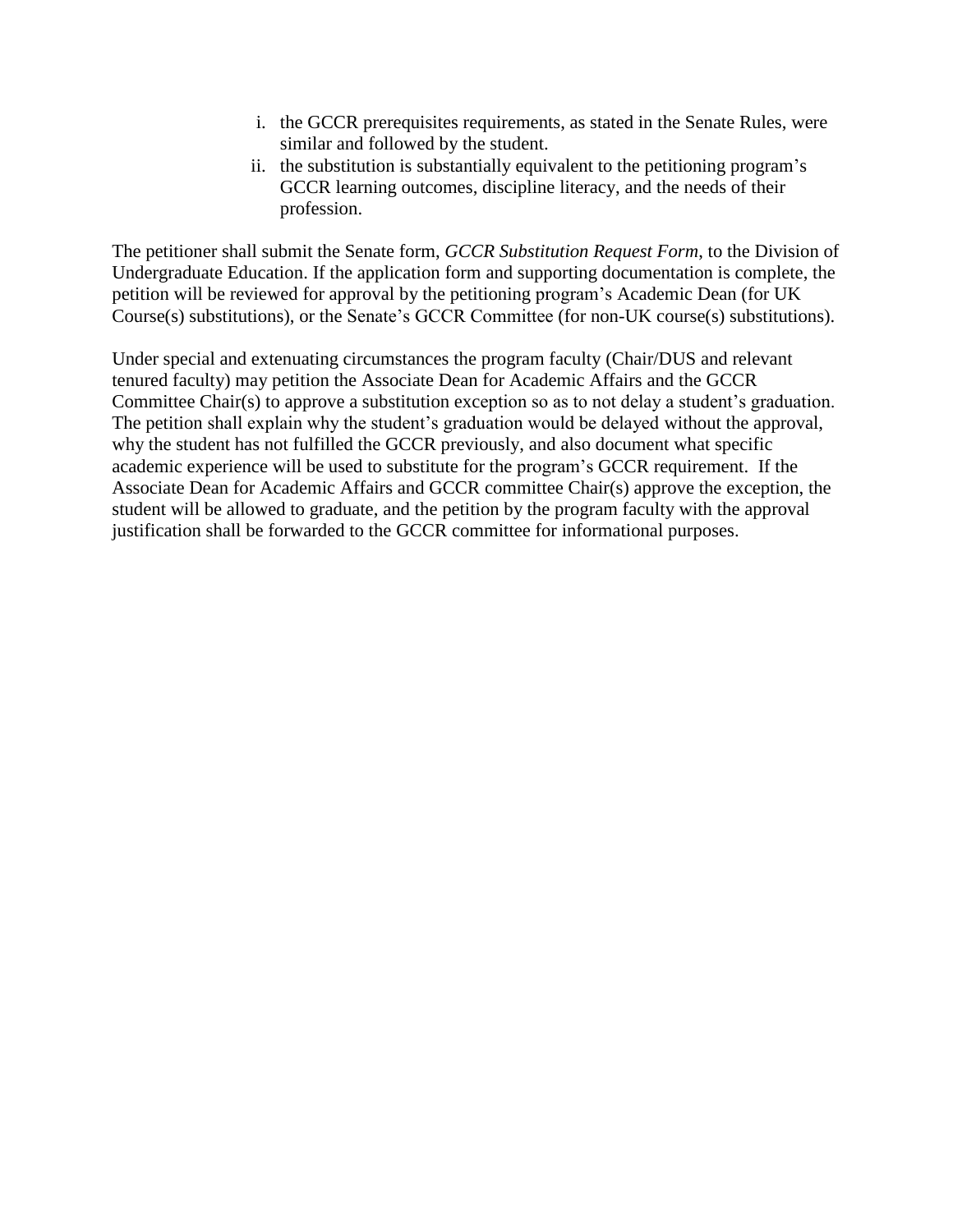i. the GCCR prerequisites requirements, as stated in the Senate Rules, were similar and followed by the student.
ii. the substitution is substantially equivalent to the petitioning program's GCCR learning outcomes, discipline literacy, and the needs of their profession.

The petitioner shall submit the Senate form, *GCCR Substitution Request Form*, to the Division of Undergraduate Education. If the application form and supporting documentation is complete, the petition will be reviewed for approval by the petitioning program's Academic Dean (for UK Course(s) substitutions), or the Senate's GCCR Committee (for non-UK course(s) substitutions).

Under special and extenuating circumstances the program faculty (Chair/DUS and relevant tenured faculty) may petition the Associate Dean for Academic Affairs and the GCCR Committee Chair(s) to approve a substitution exception so as to not delay a student's graduation. The petition shall explain why the student's graduation would be delayed without the approval, why the student has not fulfilled the GCCR previously, and also document what specific academic experience will be used to substitute for the program's GCCR requirement. If the Associate Dean for Academic Affairs and GCCR committee Chair(s) approve the exception, the student will be allowed to graduate, and the petition by the program faculty with the approval justification shall be forwarded to the GCCR committee for informational purposes.